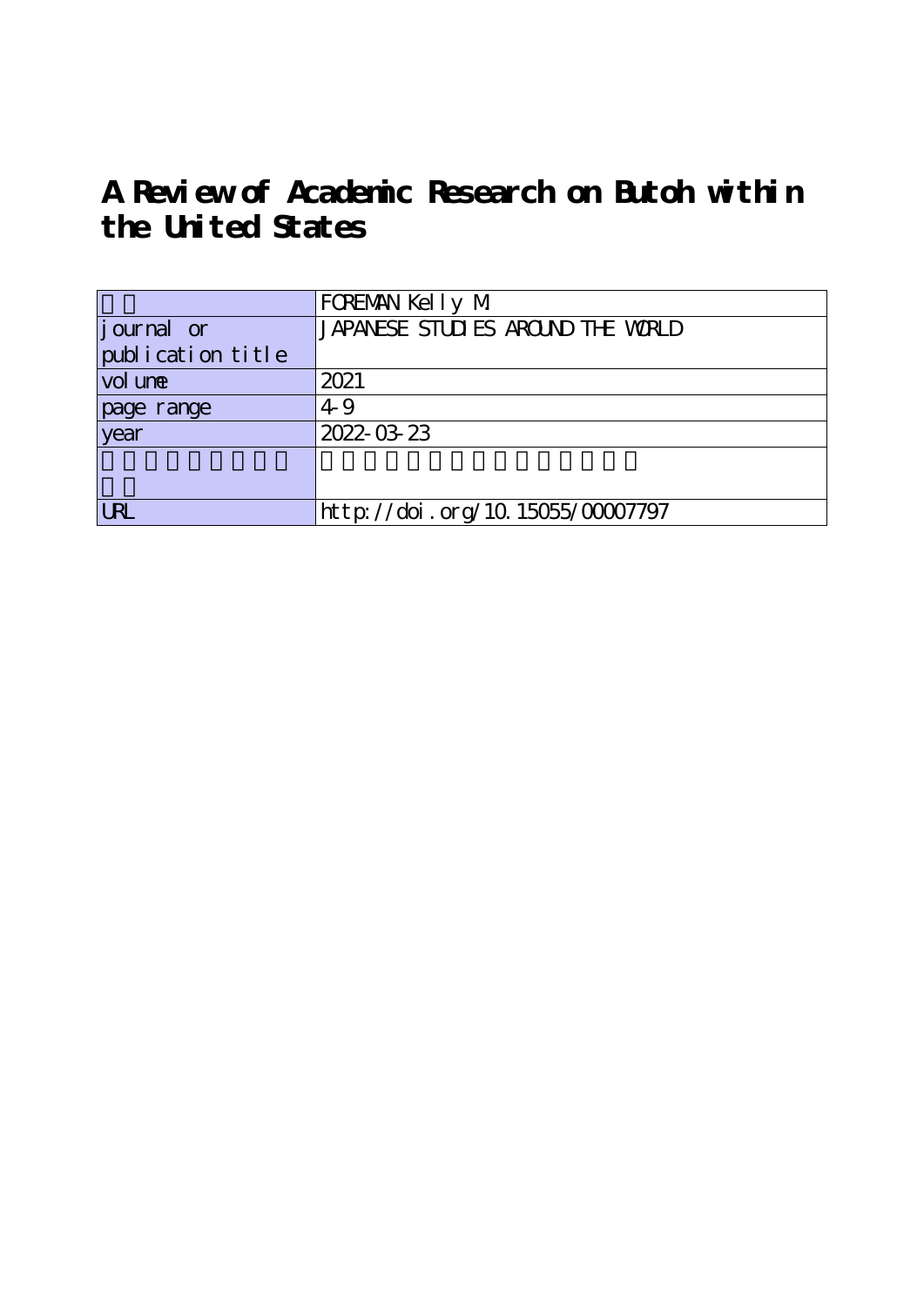# A Review of Academic Research on Butoh within the United States

| | |
|---|---|
| | FOREMAN Kelly M |
| journal or publication title | JAPANESE STUDIES AROUND THE WORLD |
| volume | 2021 |
| page range | 4-9 |
| year | 2022-03-23 |
| | |
| URL | http://doi.org/10.15055/00007797 |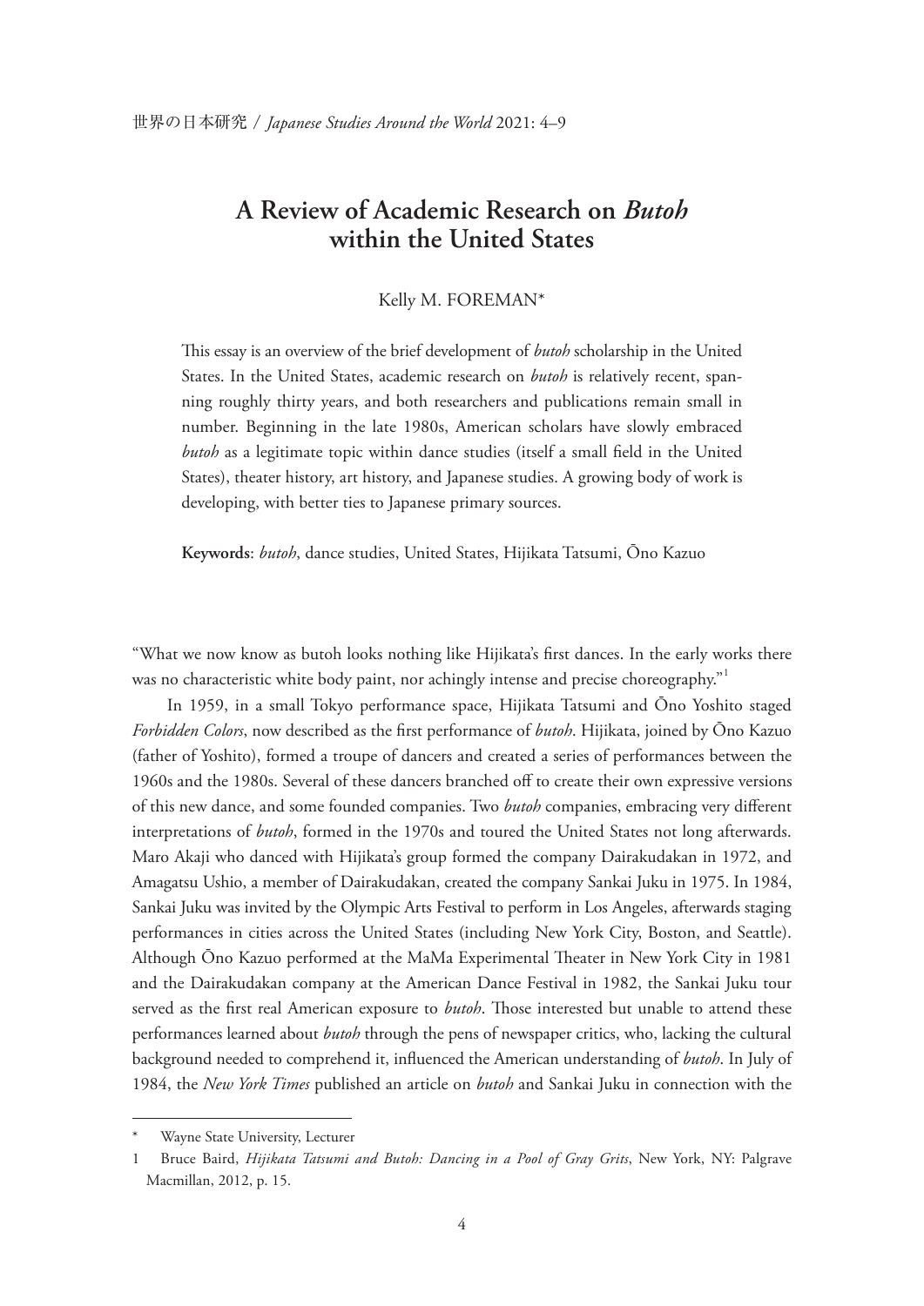# A Review of Academic Research on *Butoh* within the United States

Kelly M. FOREMAN*

This essay is an overview of the brief development of *butoh* scholarship in the United States. In the United States, academic research on *butoh* is relatively recent, spanning roughly thirty years, and both researchers and publications remain small in number. Beginning in the late 1980s, American scholars have slowly embraced *butoh* as a legitimate topic within dance studies (itself a small field in the United States), theater history, art history, and Japanese studies. A growing body of work is developing, with better ties to Japanese primary sources.

**Keywords**: *butoh*, dance studies, United States, Hijikata Tatsumi, Ōno Kazuo

"What we now know as butoh looks nothing like Hijikata's first dances. In the early works there was no characteristic white body paint, nor achingly intense and precise choreography."[1]

In 1959, in a small Tokyo performance space, Hijikata Tatsumi and Ōno Yoshito staged *Forbidden Colors*, now described as the first performance of *butoh*. Hijikata, joined by Ōno Kazuo (father of Yoshito), formed a troupe of dancers and created a series of performances between the 1960s and the 1980s. Several of these dancers branched off to create their own expressive versions of this new dance, and some founded companies. Two *butoh* companies, embracing very different interpretations of *butoh*, formed in the 1970s and toured the United States not long afterwards. Maro Akaji who danced with Hijikata's group formed the company Dairakudakan in 1972, and Amagatsu Ushio, a member of Dairakudakan, created the company Sankai Juku in 1975. In 1984, Sankai Juku was invited by the Olympic Arts Festival to perform in Los Angeles, afterwards staging performances in cities across the United States (including New York City, Boston, and Seattle). Although Ōno Kazuo performed at the MaMa Experimental Theater in New York City in 1981 and the Dairakudakan company at the American Dance Festival in 1982, the Sankai Juku tour served as the first real American exposure to *butoh*. Those interested but unable to attend these performances learned about *butoh* through the pens of newspaper critics, who, lacking the cultural background needed to comprehend it, influenced the American understanding of *butoh*. In July of 1984, the *New York Times* published an article on *butoh* and Sankai Juku in connection with the

---

\* Wayne State University, Lecturer

1 Bruce Baird, *Hijikata Tatsumi and Butoh: Dancing in a Pool of Gray Grits*, New York, NY: Palgrave Macmillan, 2012, p. 15.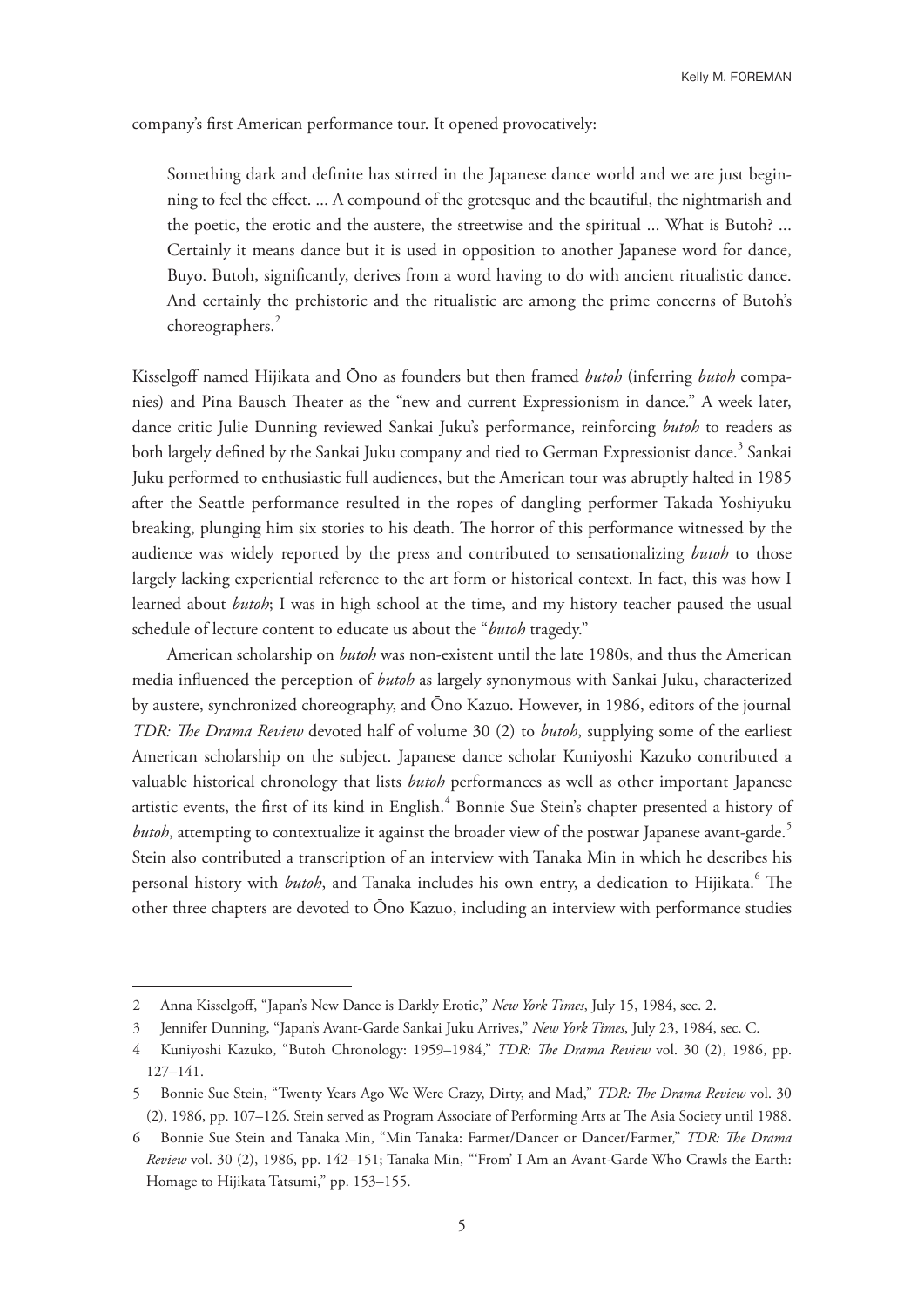company's first American performance tour. It opened provocatively:

> Something dark and definite has stirred in the Japanese dance world and we are just beginning to feel the effect. ... A compound of the grotesque and the beautiful, the nightmarish and the poetic, the erotic and the austere, the streetwise and the spiritual ... What is Butoh? ... Certainly it means dance but it is used in opposition to another Japanese word for dance, Buyo. Butoh, significantly, derives from a word having to do with ancient ritualistic dance. And certainly the prehistoric and the ritualistic are among the prime concerns of Butoh's choreographers.[2]

Kisselgoff named Hijikata and Ōno as founders but then framed *butoh* (inferring *butoh* companies) and Pina Bausch Theater as the "new and current Expressionism in dance." A week later, dance critic Julie Dunning reviewed Sankai Juku's performance, reinforcing *butoh* to readers as both largely defined by the Sankai Juku company and tied to German Expressionist dance.[3] Sankai Juku performed to enthusiastic full audiences, but the American tour was abruptly halted in 1985 after the Seattle performance resulted in the ropes of dangling performer Takada Yoshiyuku breaking, plunging him six stories to his death. The horror of this performance witnessed by the audience was widely reported by the press and contributed to sensationalizing *butoh* to those largely lacking experiential reference to the art form or historical context. In fact, this was how I learned about *butoh*; I was in high school at the time, and my history teacher paused the usual schedule of lecture content to educate us about the "*butoh* tragedy."

American scholarship on *butoh* was non-existent until the late 1980s, and thus the American media influenced the perception of *butoh* as largely synonymous with Sankai Juku, characterized by austere, synchronized choreography, and Ōno Kazuo. However, in 1986, editors of the journal *TDR: The Drama Review* devoted half of volume 30 (2) to *butoh*, supplying some of the earliest American scholarship on the subject. Japanese dance scholar Kuniyoshi Kazuko contributed a valuable historical chronology that lists *butoh* performances as well as other important Japanese artistic events, the first of its kind in English.[4] Bonnie Sue Stein's chapter presented a history of *butoh*, attempting to contextualize it against the broader view of the postwar Japanese avant-garde.[5] Stein also contributed a transcription of an interview with Tanaka Min in which he describes his personal history with *butoh*, and Tanaka includes his own entry, a dedication to Hijikata.[6] The other three chapters are devoted to Ōno Kazuo, including an interview with performance studies

---

2 Anna Kisselgoff, "Japan's New Dance is Darkly Erotic," *New York Times*, July 15, 1984, sec. 2.

3 Jennifer Dunning, "Japan's Avant-Garde Sankai Juku Arrives," *New York Times*, July 23, 1984, sec. C.

4 Kuniyoshi Kazuko, "Butoh Chronology: 1959–1984," *TDR: The Drama Review* vol. 30 (2), 1986, pp. 127–141.

5 Bonnie Sue Stein, "Twenty Years Ago We Were Crazy, Dirty, and Mad," *TDR: The Drama Review* vol. 30 (2), 1986, pp. 107–126. Stein served as Program Associate of Performing Arts at The Asia Society until 1988.

6 Bonnie Sue Stein and Tanaka Min, "Min Tanaka: Farmer/Dancer or Dancer/Farmer," *TDR: The Drama Review* vol. 30 (2), 1986, pp. 142–151; Tanaka Min, "'From' I Am an Avant-Garde Who Crawls the Earth: Homage to Hijikata Tatsumi," pp. 153–155.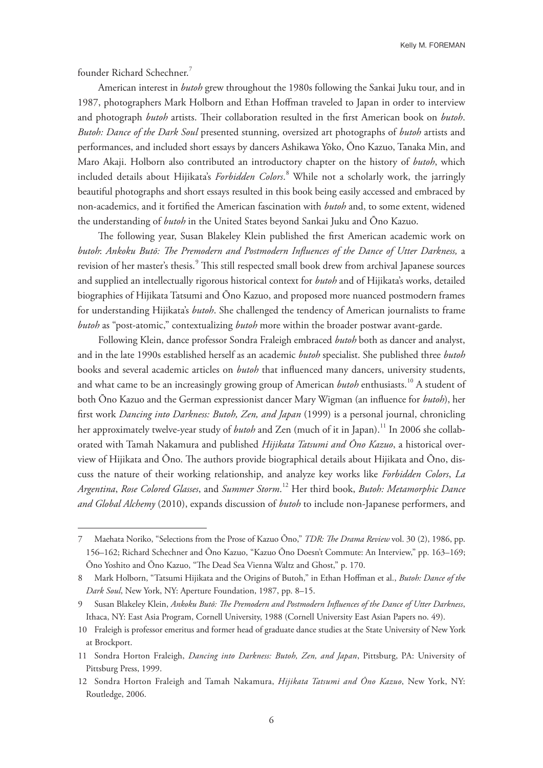founder Richard Schechner.[7]

American interest in *butoh* grew throughout the 1980s following the Sankai Juku tour, and in 1987, photographers Mark Holborn and Ethan Hoffman traveled to Japan in order to interview and photograph *butoh* artists. Their collaboration resulted in the first American book on *butoh*. *Butoh: Dance of the Dark Soul* presented stunning, oversized art photographs of *butoh* artists and performances, and included short essays by dancers Ashikawa Yōko, Ōno Kazuo, Tanaka Min, and Maro Akaji. Holborn also contributed an introductory chapter on the history of *butoh*, which included details about Hijikata's *Forbidden Colors*.[8] While not a scholarly work, the jarringly beautiful photographs and short essays resulted in this book being easily accessed and embraced by non-academics, and it fortified the American fascination with *butoh* and, to some extent, widened the understanding of *butoh* in the United States beyond Sankai Juku and Ōno Kazuo.

The following year, Susan Blakeley Klein published the first American academic work on *butoh*: *Ankoku Butō: The Premodern and Postmodern Influences of the Dance of Utter Darkness,* a revision of her master's thesis.[9] This still respected small book drew from archival Japanese sources and supplied an intellectually rigorous historical context for *butoh* and of Hijikata's works, detailed biographies of Hijikata Tatsumi and Ōno Kazuo, and proposed more nuanced postmodern frames for understanding Hijikata's *butoh*. She challenged the tendency of American journalists to frame *butoh* as "post-atomic," contextualizing *butoh* more within the broader postwar avant-garde.

Following Klein, dance professor Sondra Fraleigh embraced *butoh* both as dancer and analyst, and in the late 1990s established herself as an academic *butoh* specialist. She published three *butoh* books and several academic articles on *butoh* that influenced many dancers, university students, and what came to be an increasingly growing group of American *butoh* enthusiasts.[10] A student of both Ōno Kazuo and the German expressionist dancer Mary Wigman (an influence for *butoh*), her first work *Dancing into Darkness: Butoh, Zen, and Japan* (1999) is a personal journal, chronicling her approximately twelve-year study of *butoh* and Zen (much of it in Japan).[11] In 2006 she collaborated with Tamah Nakamura and published *Hijikata Tatsumi and Ōno Kazuo*, a historical overview of Hijikata and Ōno. The authors provide biographical details about Hijikata and Ōno, discuss the nature of their working relationship, and analyze key works like *Forbidden Colors*, *La Argentina*, *Rose Colored Glasses*, and *Summer Storm*.[12] Her third book, *Butoh: Metamorphic Dance and Global Alchemy* (2010), expands discussion of *butoh* to include non-Japanese performers, and

---

7 Maehata Noriko, "Selections from the Prose of Kazuo Ōno," *TDR: The Drama Review* vol. 30 (2), 1986, pp. 156–162; Richard Schechner and Ōno Kazuo, "Kazuo Ōno Doesn't Commute: An Interview," pp. 163–169; Ōno Yoshito and Ōno Kazuo, "The Dead Sea Vienna Waltz and Ghost," p. 170.

8 Mark Holborn, "Tatsumi Hijikata and the Origins of Butoh," in Ethan Hoffman et al., *Butoh: Dance of the Dark Soul*, New York, NY: Aperture Foundation, 1987, pp. 8–15.

9 Susan Blakeley Klein, *Ankoku Butō: The Premodern and Postmodern Influences of the Dance of Utter Darkness*, Ithaca, NY: East Asia Program, Cornell University, 1988 (Cornell University East Asian Papers no. 49).

10 Fraleigh is professor emeritus and former head of graduate dance studies at the State University of New York at Brockport.

11 Sondra Horton Fraleigh, *Dancing into Darkness: Butoh, Zen, and Japan*, Pittsburg, PA: University of Pittsburg Press, 1999.

12 Sondra Horton Fraleigh and Tamah Nakamura, *Hijikata Tatsumi and Ōno Kazuo*, New York, NY: Routledge, 2006.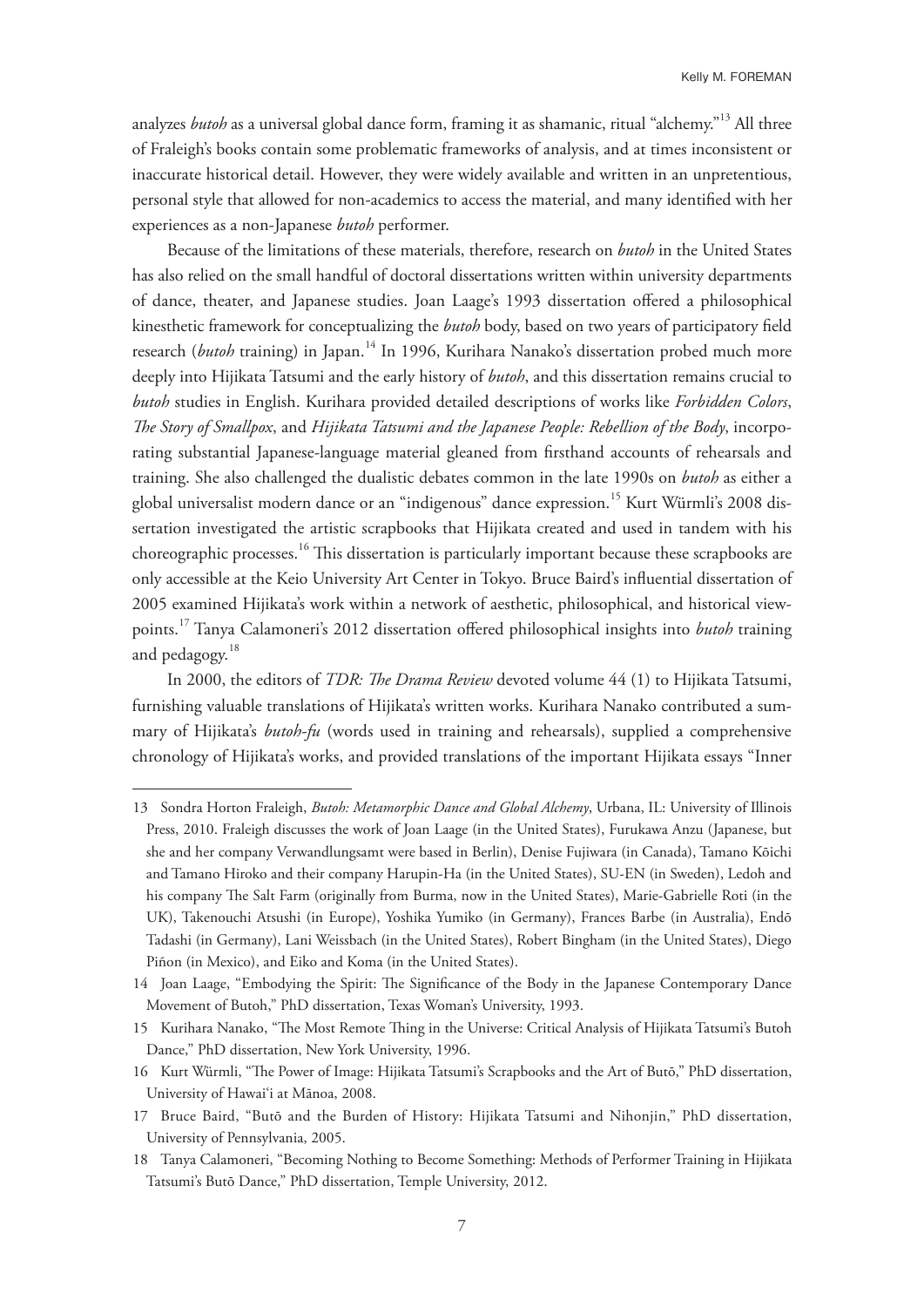analyzes *butoh* as a universal global dance form, framing it as shamanic, ritual "alchemy."[13] All three of Fraleigh's books contain some problematic frameworks of analysis, and at times inconsistent or inaccurate historical detail. However, they were widely available and written in an unpretentious, personal style that allowed for non-academics to access the material, and many identified with her experiences as a non-Japanese *butoh* performer.

Because of the limitations of these materials, therefore, research on *butoh* in the United States has also relied on the small handful of doctoral dissertations written within university departments of dance, theater, and Japanese studies. Joan Laage's 1993 dissertation offered a philosophical kinesthetic framework for conceptualizing the *butoh* body, based on two years of participatory field research (*butoh* training) in Japan.[14] In 1996, Kurihara Nanako's dissertation probed much more deeply into Hijikata Tatsumi and the early history of *butoh*, and this dissertation remains crucial to *butoh* studies in English. Kurihara provided detailed descriptions of works like *Forbidden Colors*, *The Story of Smallpox*, and *Hijikata Tatsumi and the Japanese People: Rebellion of the Body*, incorporating substantial Japanese-language material gleaned from firsthand accounts of rehearsals and training. She also challenged the dualistic debates common in the late 1990s on *butoh* as either a global universalist modern dance or an "indigenous" dance expression.[15] Kurt Würmli's 2008 dissertation investigated the artistic scrapbooks that Hijikata created and used in tandem with his choreographic processes.[16] This dissertation is particularly important because these scrapbooks are only accessible at the Keio University Art Center in Tokyo. Bruce Baird's influential dissertation of 2005 examined Hijikata's work within a network of aesthetic, philosophical, and historical viewpoints.[17] Tanya Calamoneri's 2012 dissertation offered philosophical insights into *butoh* training and pedagogy.[18]

In 2000, the editors of *TDR: The Drama Review* devoted volume 44 (1) to Hijikata Tatsumi, furnishing valuable translations of Hijikata's written works. Kurihara Nanako contributed a summary of Hijikata's *butoh-fu* (words used in training and rehearsals), supplied a comprehensive chronology of Hijikata's works, and provided translations of the important Hijikata essays "Inner

---

13 Sondra Horton Fraleigh, *Butoh: Metamorphic Dance and Global Alchemy*, Urbana, IL: University of Illinois Press, 2010. Fraleigh discusses the work of Joan Laage (in the United States), Furukawa Anzu (Japanese, but she and her company Verwandlungsamt were based in Berlin), Denise Fujiwara (in Canada), Tamano Kōichi and Tamano Hiroko and their company Harupin-Ha (in the United States), SU-EN (in Sweden), Ledoh and his company The Salt Farm (originally from Burma, now in the United States), Marie-Gabrielle Roti (in the UK), Takenouchi Atsushi (in Europe), Yoshika Yumiko (in Germany), Frances Barbe (in Australia), Endō Tadashi (in Germany), Lani Weissbach (in the United States), Robert Bingham (in the United States), Diego Piñon (in Mexico), and Eiko and Koma (in the United States).

14 Joan Laage, "Embodying the Spirit: The Significance of the Body in the Japanese Contemporary Dance Movement of Butoh," PhD dissertation, Texas Woman's University, 1993.

15 Kurihara Nanako, "The Most Remote Thing in the Universe: Critical Analysis of Hijikata Tatsumi's Butoh Dance," PhD dissertation, New York University, 1996.

16 Kurt Würmli, "The Power of Image: Hijikata Tatsumi's Scrapbooks and the Art of Butō," PhD dissertation, University of Hawai'i at Mānoa, 2008.

17 Bruce Baird, "Butō and the Burden of History: Hijikata Tatsumi and Nihonjin," PhD dissertation, University of Pennsylvania, 2005.

18 Tanya Calamoneri, "Becoming Nothing to Become Something: Methods of Performer Training in Hijikata Tatsumi's Butō Dance," PhD dissertation, Temple University, 2012.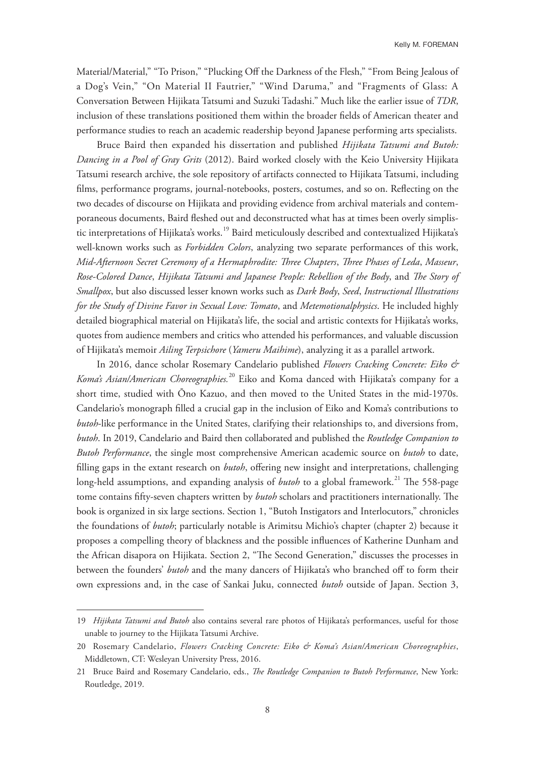Material/Material," "To Prison," "Plucking Off the Darkness of the Flesh," "From Being Jealous of a Dog's Vein," "On Material II Fautrier," "Wind Daruma," and "Fragments of Glass: A Conversation Between Hijikata Tatsumi and Suzuki Tadashi." Much like the earlier issue of *TDR*, inclusion of these translations positioned them within the broader fields of American theater and performance studies to reach an academic readership beyond Japanese performing arts specialists.

Bruce Baird then expanded his dissertation and published *Hijikata Tatsumi and Butoh: Dancing in a Pool of Gray Grits* (2012). Baird worked closely with the Keio University Hijikata Tatsumi research archive, the sole repository of artifacts connected to Hijikata Tatsumi, including films, performance programs, journal-notebooks, posters, costumes, and so on. Reflecting on the two decades of discourse on Hijikata and providing evidence from archival materials and contemporaneous documents, Baird fleshed out and deconstructed what has at times been overly simplistic interpretations of Hijikata's works.[19] Baird meticulously described and contextualized Hijikata's well-known works such as *Forbidden Colors*, analyzing two separate performances of this work, *Mid-Afternoon Secret Ceremony of a Hermaphrodite: Three Chapters*, *Three Phases of Leda*, *Masseur*, *Rose-Colored Dance*, *Hijikata Tatsumi and Japanese People: Rebellion of the Body*, and *The Story of Smallpox*, but also discussed lesser known works such as *Dark Body*, *Seed*, *Instructional Illustrations for the Study of Divine Favor in Sexual Love: Tomato*, and *Metemotionalphysics*. He included highly detailed biographical material on Hijikata's life, the social and artistic contexts for Hijikata's works, quotes from audience members and critics who attended his performances, and valuable discussion of Hijikata's memoir *Ailing Terpsichore* (*Yameru Maihime*), analyzing it as a parallel artwork.

In 2016, dance scholar Rosemary Candelario published *Flowers Cracking Concrete: Eiko & Koma's Asian/American Choreographies.*[20] Eiko and Koma danced with Hijikata's company for a short time, studied with Ōno Kazuo, and then moved to the United States in the mid-1970s. Candelario's monograph filled a crucial gap in the inclusion of Eiko and Koma's contributions to *butoh*-like performance in the United States, clarifying their relationships to, and diversions from, *butoh*. In 2019, Candelario and Baird then collaborated and published the *Routledge Companion to Butoh Performance*, the single most comprehensive American academic source on *butoh* to date, filling gaps in the extant research on *butoh*, offering new insight and interpretations, challenging long-held assumptions, and expanding analysis of *butoh* to a global framework.[21] The 558-page tome contains fifty-seven chapters written by *butoh* scholars and practitioners internationally. The book is organized in six large sections. Section 1, "Butoh Instigators and Interlocutors," chronicles the foundations of *butoh*; particularly notable is Arimitsu Michio's chapter (chapter 2) because it proposes a compelling theory of blackness and the possible influences of Katherine Dunham and the African disapora on Hijikata. Section 2, "The Second Generation," discusses the processes in between the founders' *butoh* and the many dancers of Hijikata's who branched off to form their own expressions and, in the case of Sankai Juku, connected *butoh* outside of Japan. Section 3,

---

19 *Hijikata Tatsumi and Butoh* also contains several rare photos of Hijikata's performances, useful for those unable to journey to the Hijikata Tatsumi Archive.

20 Rosemary Candelario, *Flowers Cracking Concrete: Eiko & Koma's Asian/American Choreographies*, Middletown, CT: Wesleyan University Press, 2016.

21 Bruce Baird and Rosemary Candelario, eds., *The Routledge Companion to Butoh Performance*, New York: Routledge, 2019.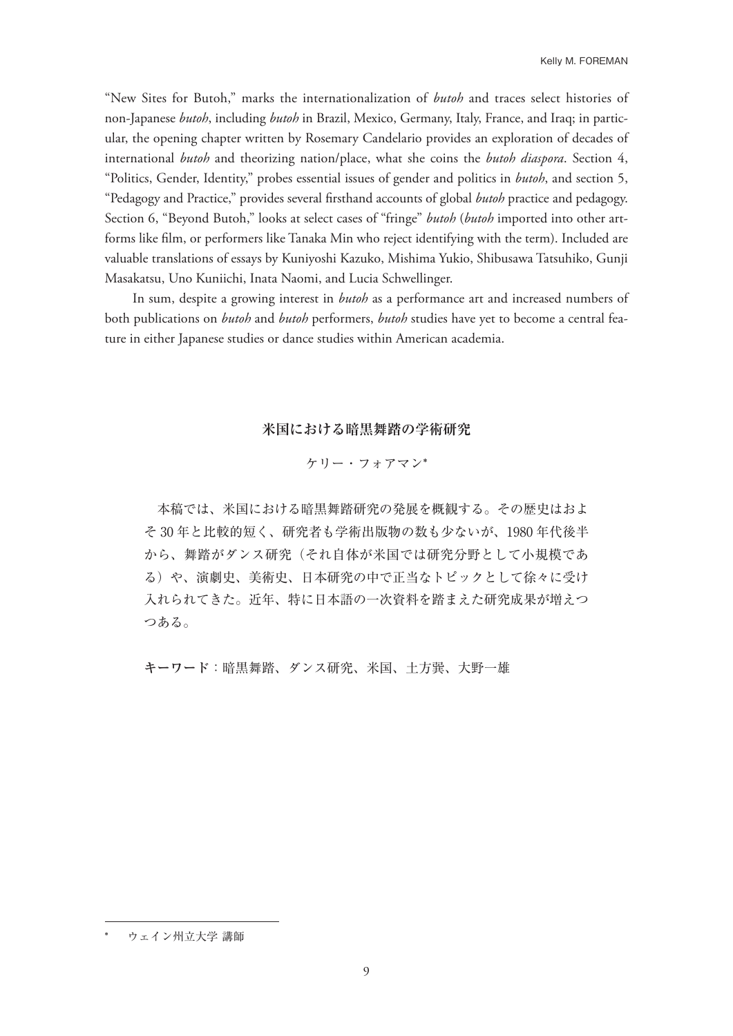"New Sites for Butoh," marks the internationalization of *butoh* and traces select histories of non-Japanese *butoh*, including *butoh* in Brazil, Mexico, Germany, Italy, France, and Iraq; in particular, the opening chapter written by Rosemary Candelario provides an exploration of decades of international *butoh* and theorizing nation/place, what she coins the *butoh diaspora*. Section 4, "Politics, Gender, Identity," probes essential issues of gender and politics in *butoh*, and section 5, "Pedagogy and Practice," provides several firsthand accounts of global *butoh* practice and pedagogy. Section 6, "Beyond Butoh," looks at select cases of "fringe" *butoh* (*butoh* imported into other artforms like film, or performers like Tanaka Min who reject identifying with the term). Included are valuable translations of essays by Kuniyoshi Kazuko, Mishima Yukio, Shibusawa Tatsuhiko, Gunji Masakatsu, Uno Kuniichi, Inata Naomi, and Lucia Schwellinger.

In sum, despite a growing interest in *butoh* as a performance art and increased numbers of both publications on *butoh* and *butoh* performers, *butoh* studies have yet to become a central feature in either Japanese studies or dance studies within American academia.

## 米国における暗黒舞踏の学術研究

ケリー・フォアマン*

本稿では、米国における暗黒舞踏研究の発展を概観する。その歴史はおよそ 30 年と比較的短く、研究者も学術出版物の数も少ないが、1980 年代後半から、舞踏がダンス研究（それ自体が米国では研究分野として小規模である）や、演劇史、美術史、日本研究の中で正当なトピックとして徐々に受け入れられてきた。近年、特に日本語の一次資料を踏まえた研究成果が増えつつある。

**キーワード**：暗黒舞踏、ダンス研究、米国、土方巽、大野一雄

---

* ウェイン州立大学 講師